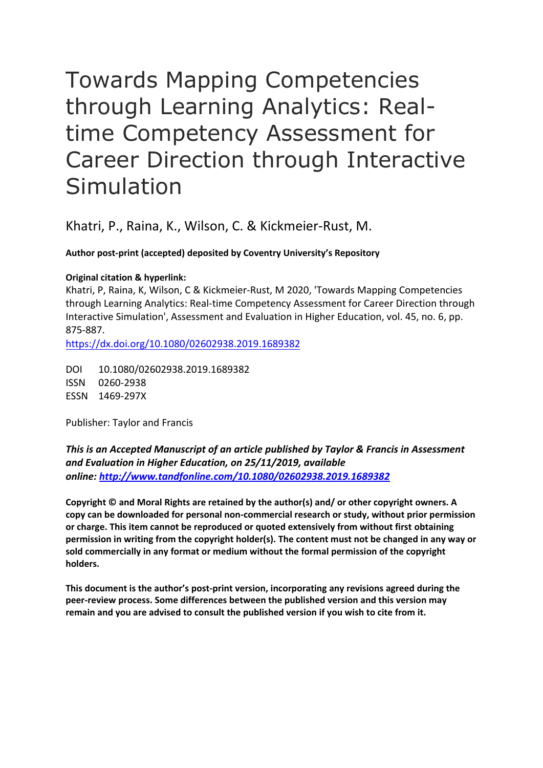# Towards Mapping Competencies through Learning Analytics: Real-time Competency Assessment for Career Direction through Interactive Simulation

Khatri, P., Raina, K., Wilson, C. & Kickmeier-Rust, M.

**Author post-print (accepted) deposited by Coventry University's Repository**

**Original citation & hyperlink:**

Khatri, P, Raina, K, Wilson, C & Kickmeier-Rust, M 2020, 'Towards Mapping Competencies through Learning Analytics: Real-time Competency Assessment for Career Direction through Interactive Simulation', Assessment and Evaluation in Higher Education, vol. 45, no. 6, pp. 875-887.

https://dx.doi.org/10.1080/02602938.2019.1689382

DOI 10.1080/02602938.2019.1689382
ISSN 0260-2938
ESSN 1469-297X

Publisher: Taylor and Francis

***This is an Accepted Manuscript of an article published by Taylor & Francis in Assessment and Evaluation in Higher Education, on 25/11/2019, available online: http://www.tandfonline.com/10.1080/02602938.2019.1689382***

**Copyright © and Moral Rights are retained by the author(s) and/ or other copyright owners. A copy can be downloaded for personal non-commercial research or study, without prior permission or charge. This item cannot be reproduced or quoted extensively from without first obtaining permission in writing from the copyright holder(s). The content must not be changed in any way or sold commercially in any format or medium without the formal permission of the copyright holders.**

**This document is the author's post-print version, incorporating any revisions agreed during the peer-review process. Some differences between the published version and this version may remain and you are advised to consult the published version if you wish to cite from it.**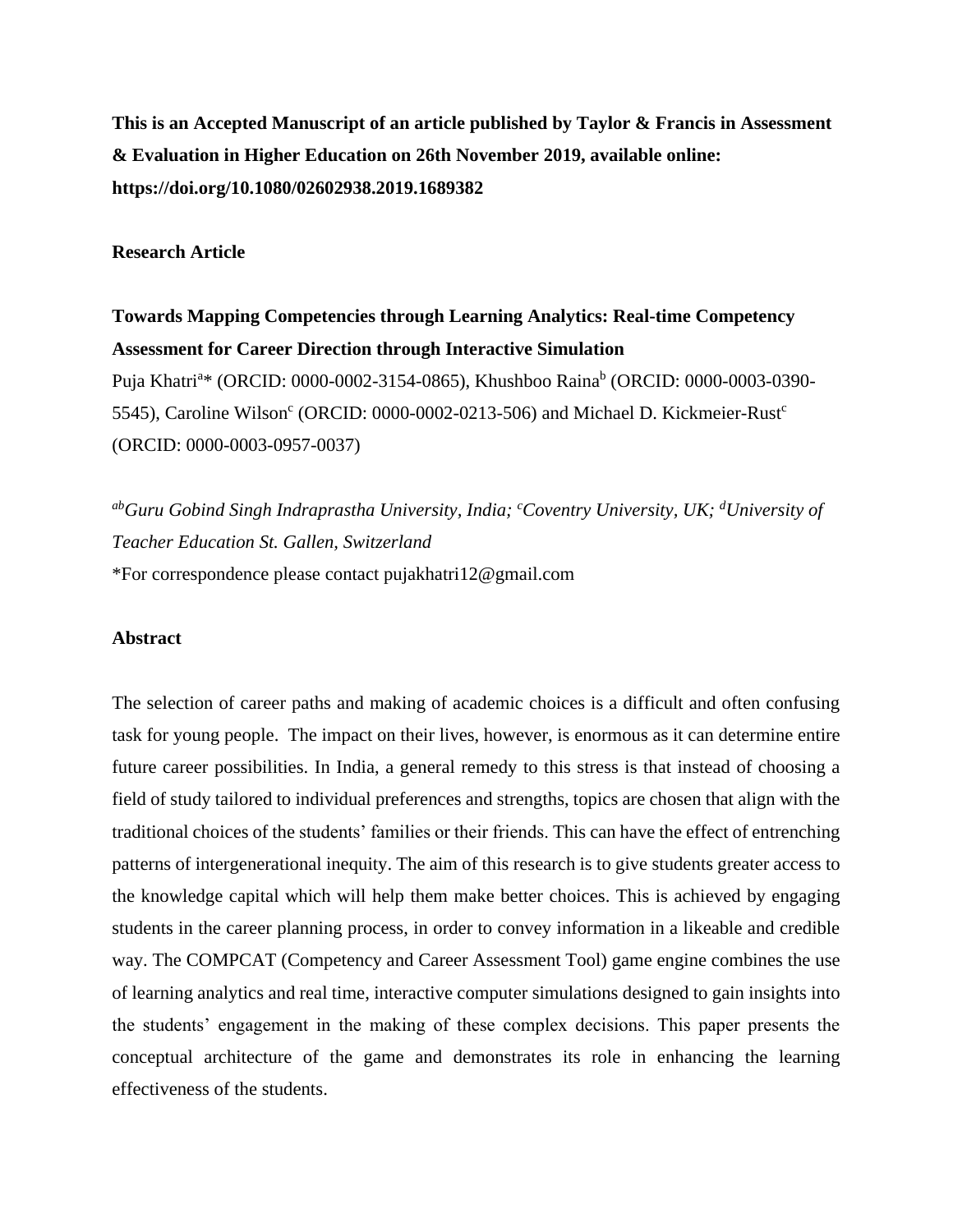**This is an Accepted Manuscript of an article published by Taylor & Francis in Assessment & Evaluation in Higher Education on 26th November 2019, available online: https://doi.org/10.1080/02602938.2019.1689382**

**Research Article**

**Towards Mapping Competencies through Learning Analytics: Real-time Competency Assessment for Career Direction through Interactive Simulation**

Puja Khatri[a]* (ORCID: 0000-0002-3154-0865), Khushboo Raina[b] (ORCID: 0000-0003-0390-5545), Caroline Wilson[c] (ORCID: 0000-0002-0213-506) and Michael D. Kickmeier-Rust[c] (ORCID: 0000-0003-0957-0037)

*[ab]Guru Gobind Singh Indraprastha University, India; [c]Coventry University, UK; [d]University of Teacher Education St. Gallen, Switzerland*

*For correspondence please contact pujakhatri12@gmail.com

**Abstract**

The selection of career paths and making of academic choices is a difficult and often confusing task for young people. The impact on their lives, however, is enormous as it can determine entire future career possibilities. In India, a general remedy to this stress is that instead of choosing a field of study tailored to individual preferences and strengths, topics are chosen that align with the traditional choices of the students' families or their friends. This can have the effect of entrenching patterns of intergenerational inequity. The aim of this research is to give students greater access to the knowledge capital which will help them make better choices. This is achieved by engaging students in the career planning process, in order to convey information in a likeable and credible way. The COMPCAT (Competency and Career Assessment Tool) game engine combines the use of learning analytics and real time, interactive computer simulations designed to gain insights into the students' engagement in the making of these complex decisions. This paper presents the conceptual architecture of the game and demonstrates its role in enhancing the learning effectiveness of the students.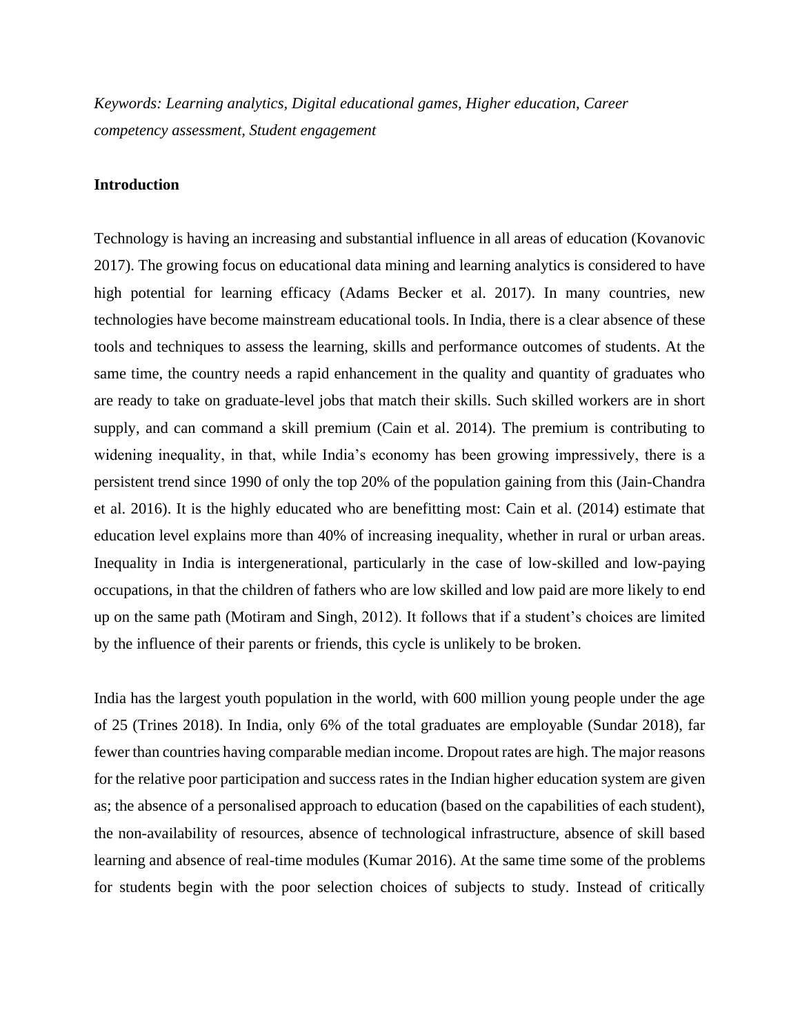*Keywords: Learning analytics, Digital educational games, Higher education, Career competency assessment, Student engagement*

**Introduction**

Technology is having an increasing and substantial influence in all areas of education (Kovanovic 2017). The growing focus on educational data mining and learning analytics is considered to have high potential for learning efficacy (Adams Becker et al. 2017). In many countries, new technologies have become mainstream educational tools. In India, there is a clear absence of these tools and techniques to assess the learning, skills and performance outcomes of students. At the same time, the country needs a rapid enhancement in the quality and quantity of graduates who are ready to take on graduate-level jobs that match their skills. Such skilled workers are in short supply, and can command a skill premium (Cain et al. 2014). The premium is contributing to widening inequality, in that, while India's economy has been growing impressively, there is a persistent trend since 1990 of only the top 20% of the population gaining from this (Jain-Chandra et al. 2016). It is the highly educated who are benefitting most: Cain et al. (2014) estimate that education level explains more than 40% of increasing inequality, whether in rural or urban areas. Inequality in India is intergenerational, particularly in the case of low-skilled and low-paying occupations, in that the children of fathers who are low skilled and low paid are more likely to end up on the same path (Motiram and Singh, 2012). It follows that if a student's choices are limited by the influence of their parents or friends, this cycle is unlikely to be broken.

India has the largest youth population in the world, with 600 million young people under the age of 25 (Trines 2018). In India, only 6% of the total graduates are employable (Sundar 2018), far fewer than countries having comparable median income. Dropout rates are high. The major reasons for the relative poor participation and success rates in the Indian higher education system are given as; the absence of a personalised approach to education (based on the capabilities of each student), the non-availability of resources, absence of technological infrastructure, absence of skill based learning and absence of real-time modules (Kumar 2016). At the same time some of the problems for students begin with the poor selection choices of subjects to study. Instead of critically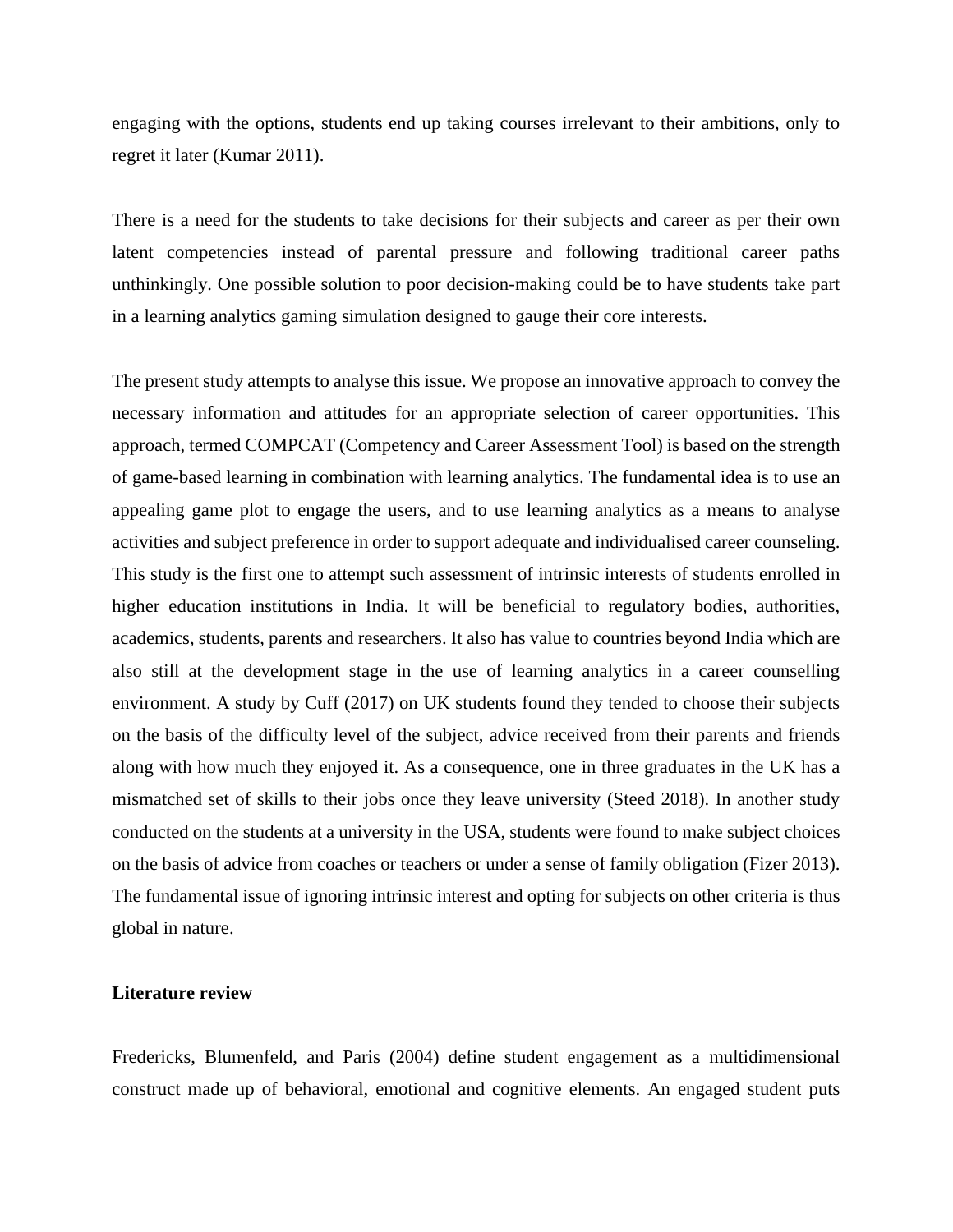engaging with the options, students end up taking courses irrelevant to their ambitions, only to regret it later (Kumar 2011).

There is a need for the students to take decisions for their subjects and career as per their own latent competencies instead of parental pressure and following traditional career paths unthinkingly. One possible solution to poor decision-making could be to have students take part in a learning analytics gaming simulation designed to gauge their core interests.

The present study attempts to analyse this issue. We propose an innovative approach to convey the necessary information and attitudes for an appropriate selection of career opportunities. This approach, termed COMPCAT (Competency and Career Assessment Tool) is based on the strength of game-based learning in combination with learning analytics. The fundamental idea is to use an appealing game plot to engage the users, and to use learning analytics as a means to analyse activities and subject preference in order to support adequate and individualised career counseling. This study is the first one to attempt such assessment of intrinsic interests of students enrolled in higher education institutions in India. It will be beneficial to regulatory bodies, authorities, academics, students, parents and researchers. It also has value to countries beyond India which are also still at the development stage in the use of learning analytics in a career counselling environment. A study by Cuff (2017) on UK students found they tended to choose their subjects on the basis of the difficulty level of the subject, advice received from their parents and friends along with how much they enjoyed it. As a consequence, one in three graduates in the UK has a mismatched set of skills to their jobs once they leave university (Steed 2018). In another study conducted on the students at a university in the USA, students were found to make subject choices on the basis of advice from coaches or teachers or under a sense of family obligation (Fizer 2013). The fundamental issue of ignoring intrinsic interest and opting for subjects on other criteria is thus global in nature.

## Literature review

Fredericks, Blumenfeld, and Paris (2004) define student engagement as a multidimensional construct made up of behavioral, emotional and cognitive elements. An engaged student puts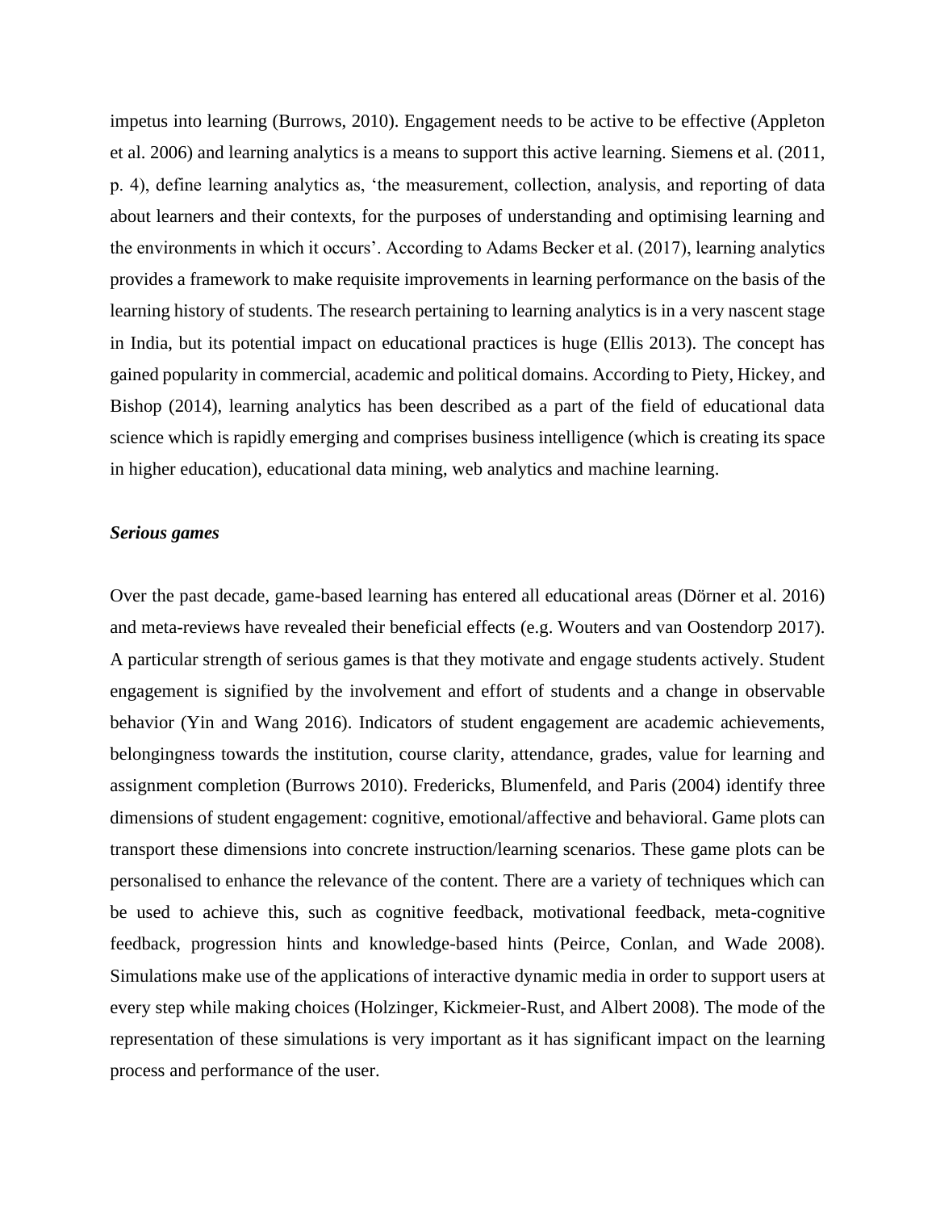impetus into learning (Burrows, 2010). Engagement needs to be active to be effective (Appleton et al. 2006) and learning analytics is a means to support this active learning. Siemens et al. (2011, p. 4), define learning analytics as, 'the measurement, collection, analysis, and reporting of data about learners and their contexts, for the purposes of understanding and optimising learning and the environments in which it occurs'. According to Adams Becker et al. (2017), learning analytics provides a framework to make requisite improvements in learning performance on the basis of the learning history of students. The research pertaining to learning analytics is in a very nascent stage in India, but its potential impact on educational practices is huge (Ellis 2013). The concept has gained popularity in commercial, academic and political domains. According to Piety, Hickey, and Bishop (2014), learning analytics has been described as a part of the field of educational data science which is rapidly emerging and comprises business intelligence (which is creating its space in higher education), educational data mining, web analytics and machine learning.

***Serious games***

Over the past decade, game-based learning has entered all educational areas (Dörner et al. 2016) and meta-reviews have revealed their beneficial effects (e.g. Wouters and van Oostendorp 2017). A particular strength of serious games is that they motivate and engage students actively. Student engagement is signified by the involvement and effort of students and a change in observable behavior (Yin and Wang 2016). Indicators of student engagement are academic achievements, belongingness towards the institution, course clarity, attendance, grades, value for learning and assignment completion (Burrows 2010). Fredericks, Blumenfeld, and Paris (2004) identify three dimensions of student engagement: cognitive, emotional/affective and behavioral. Game plots can transport these dimensions into concrete instruction/learning scenarios. These game plots can be personalised to enhance the relevance of the content. There are a variety of techniques which can be used to achieve this, such as cognitive feedback, motivational feedback, meta-cognitive feedback, progression hints and knowledge-based hints (Peirce, Conlan, and Wade 2008). Simulations make use of the applications of interactive dynamic media in order to support users at every step while making choices (Holzinger, Kickmeier-Rust, and Albert 2008). The mode of the representation of these simulations is very important as it has significant impact on the learning process and performance of the user.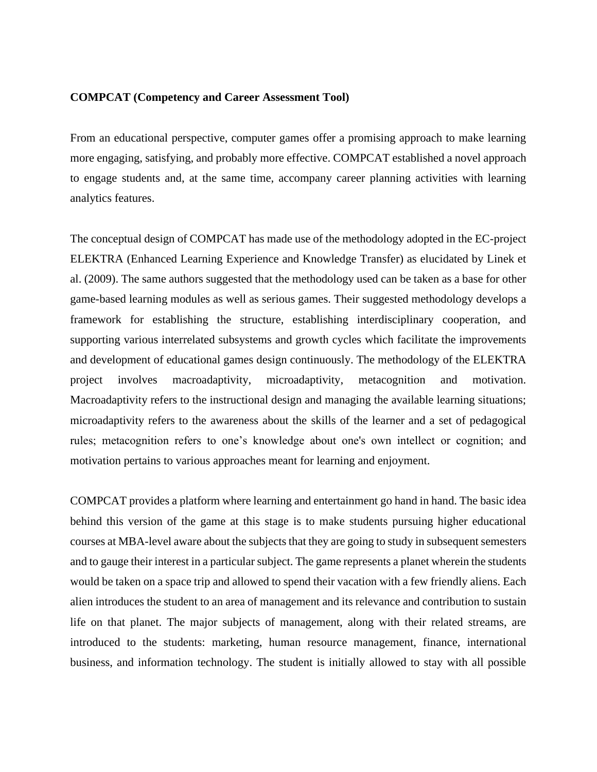**COMPCAT (Competency and Career Assessment Tool)**

From an educational perspective, computer games offer a promising approach to make learning more engaging, satisfying, and probably more effective. COMPCAT established a novel approach to engage students and, at the same time, accompany career planning activities with learning analytics features.

The conceptual design of COMPCAT has made use of the methodology adopted in the EC-project ELEKTRA (Enhanced Learning Experience and Knowledge Transfer) as elucidated by Linek et al. (2009). The same authors suggested that the methodology used can be taken as a base for other game-based learning modules as well as serious games. Their suggested methodology develops a framework for establishing the structure, establishing interdisciplinary cooperation, and supporting various interrelated subsystems and growth cycles which facilitate the improvements and development of educational games design continuously. The methodology of the ELEKTRA project involves macroadaptivity, microadaptivity, metacognition and motivation. Macroadaptivity refers to the instructional design and managing the available learning situations; microadaptivity refers to the awareness about the skills of the learner and a set of pedagogical rules; metacognition refers to one's knowledge about one's own intellect or cognition; and motivation pertains to various approaches meant for learning and enjoyment.

COMPCAT provides a platform where learning and entertainment go hand in hand. The basic idea behind this version of the game at this stage is to make students pursuing higher educational courses at MBA-level aware about the subjects that they are going to study in subsequent semesters and to gauge their interest in a particular subject. The game represents a planet wherein the students would be taken on a space trip and allowed to spend their vacation with a few friendly aliens. Each alien introduces the student to an area of management and its relevance and contribution to sustain life on that planet. The major subjects of management, along with their related streams, are introduced to the students: marketing, human resource management, finance, international business, and information technology. The student is initially allowed to stay with all possible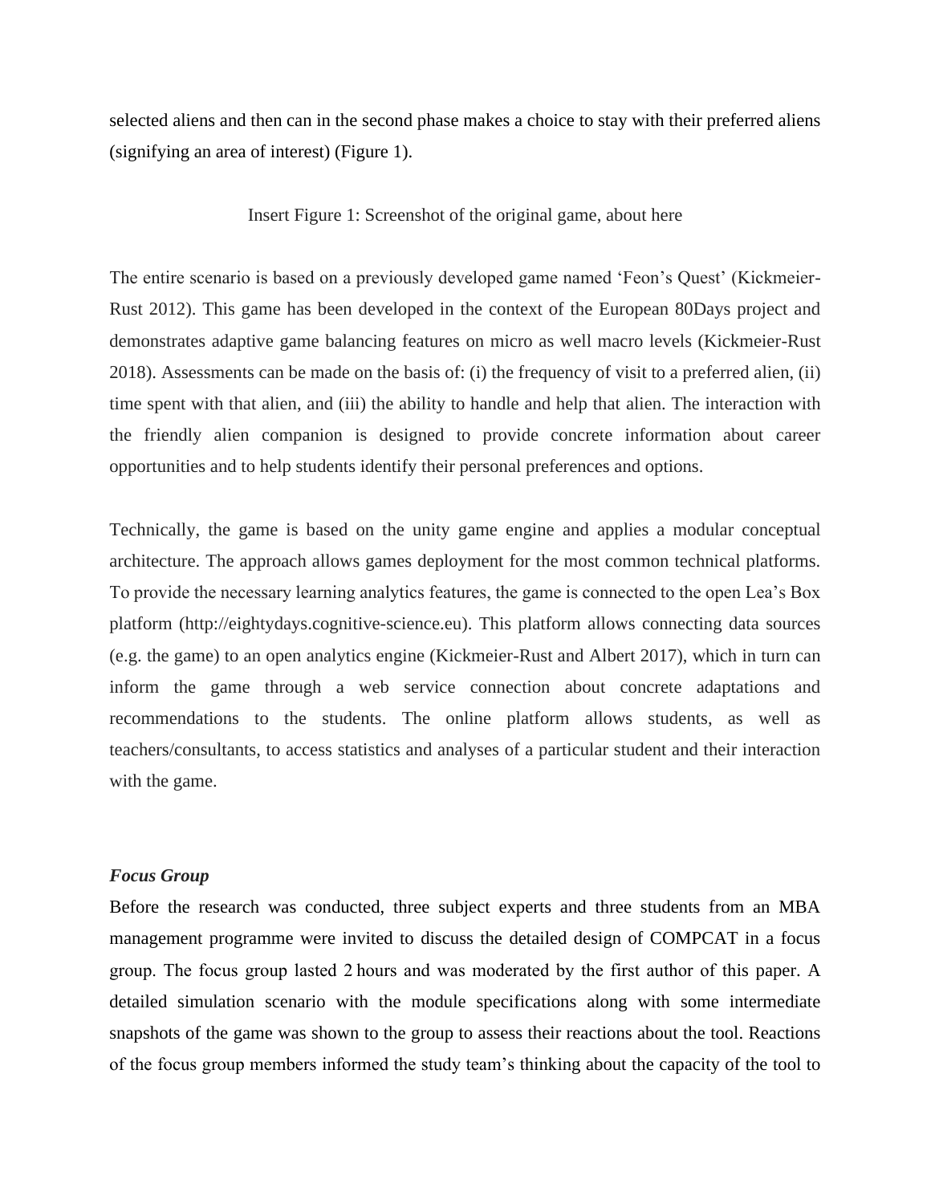selected aliens and then can in the second phase makes a choice to stay with their preferred aliens (signifying an area of interest) (Figure 1).

Insert Figure 1: Screenshot of the original game, about here

The entire scenario is based on a previously developed game named 'Feon's Quest' (Kickmeier-Rust 2012). This game has been developed in the context of the European 80Days project and demonstrates adaptive game balancing features on micro as well macro levels (Kickmeier-Rust 2018). Assessments can be made on the basis of: (i) the frequency of visit to a preferred alien, (ii) time spent with that alien, and (iii) the ability to handle and help that alien. The interaction with the friendly alien companion is designed to provide concrete information about career opportunities and to help students identify their personal preferences and options.

Technically, the game is based on the unity game engine and applies a modular conceptual architecture. The approach allows games deployment for the most common technical platforms. To provide the necessary learning analytics features, the game is connected to the open Lea's Box platform (http://eightydays.cognitive-science.eu). This platform allows connecting data sources (e.g. the game) to an open analytics engine (Kickmeier-Rust and Albert 2017), which in turn can inform the game through a web service connection about concrete adaptations and recommendations to the students. The online platform allows students, as well as teachers/consultants, to access statistics and analyses of a particular student and their interaction with the game.

### *Focus Group*

Before the research was conducted, three subject experts and three students from an MBA management programme were invited to discuss the detailed design of COMPCAT in a focus group. The focus group lasted 2 hours and was moderated by the first author of this paper. A detailed simulation scenario with the module specifications along with some intermediate snapshots of the game was shown to the group to assess their reactions about the tool. Reactions of the focus group members informed the study team's thinking about the capacity of the tool to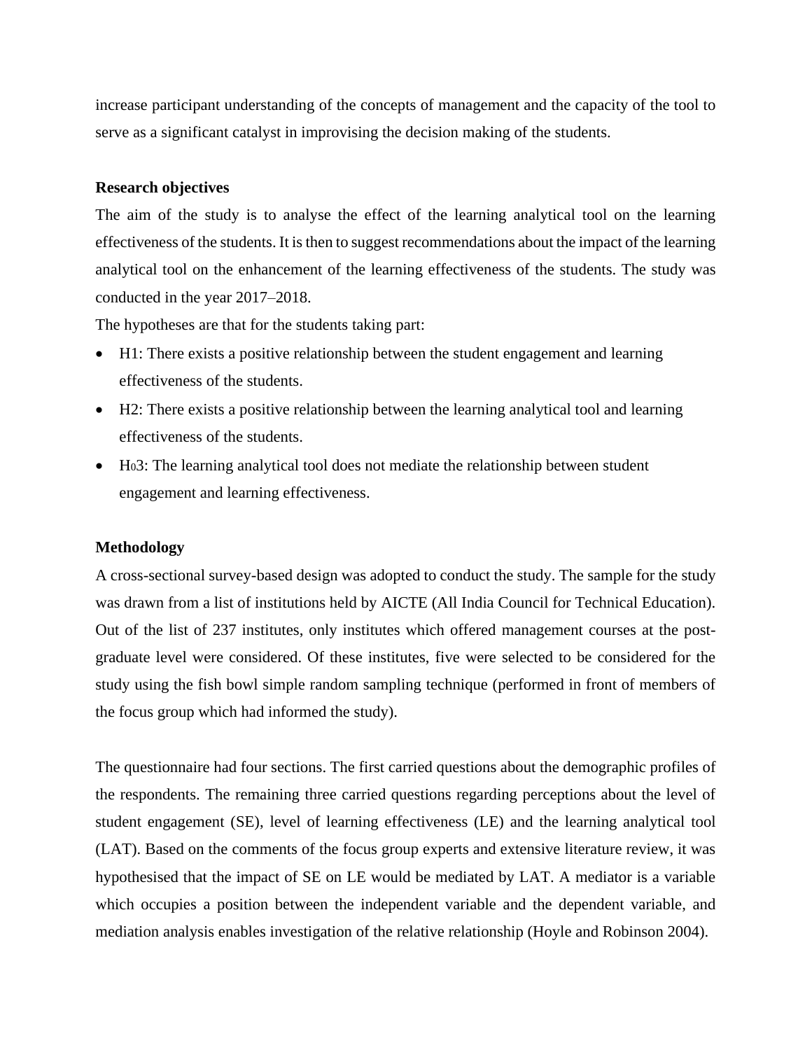increase participant understanding of the concepts of management and the capacity of the tool to serve as a significant catalyst in improvising the decision making of the students.

**Research objectives**

The aim of the study is to analyse the effect of the learning analytical tool on the learning effectiveness of the students. It is then to suggest recommendations about the impact of the learning analytical tool on the enhancement of the learning effectiveness of the students. The study was conducted in the year 2017–2018.

The hypotheses are that for the students taking part:

- H1: There exists a positive relationship between the student engagement and learning effectiveness of the students.
- H2: There exists a positive relationship between the learning analytical tool and learning effectiveness of the students.
- $H_0$3: The learning analytical tool does not mediate the relationship between student engagement and learning effectiveness.

**Methodology**

A cross-sectional survey-based design was adopted to conduct the study. The sample for the study was drawn from a list of institutions held by AICTE (All India Council for Technical Education). Out of the list of 237 institutes, only institutes which offered management courses at the post-graduate level were considered. Of these institutes, five were selected to be considered for the study using the fish bowl simple random sampling technique (performed in front of members of the focus group which had informed the study).

The questionnaire had four sections. The first carried questions about the demographic profiles of the respondents. The remaining three carried questions regarding perceptions about the level of student engagement (SE), level of learning effectiveness (LE) and the learning analytical tool (LAT). Based on the comments of the focus group experts and extensive literature review, it was hypothesised that the impact of SE on LE would be mediated by LAT. A mediator is a variable which occupies a position between the independent variable and the dependent variable, and mediation analysis enables investigation of the relative relationship (Hoyle and Robinson 2004).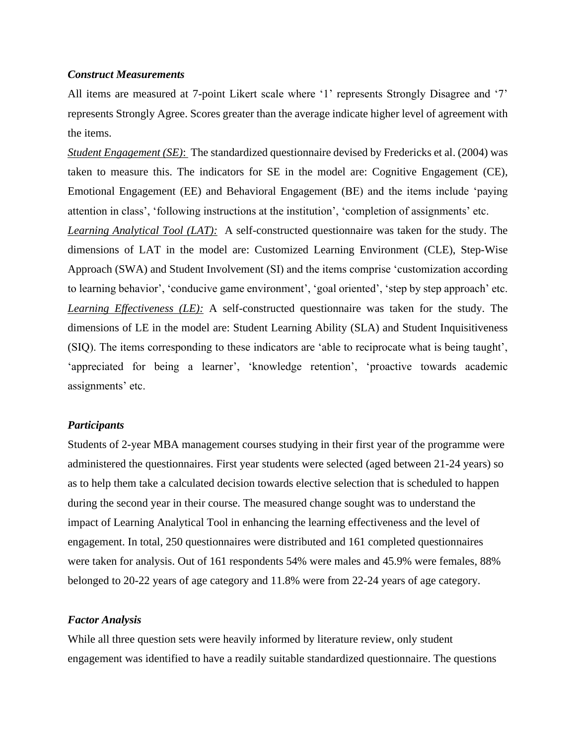***Construct Measurements***

All items are measured at 7-point Likert scale where '1' represents Strongly Disagree and '7' represents Strongly Agree. Scores greater than the average indicate higher level of agreement with the items.

*Student Engagement (SE)*: The standardized questionnaire devised by Fredericks et al. (2004) was taken to measure this. The indicators for SE in the model are: Cognitive Engagement (CE), Emotional Engagement (EE) and Behavioral Engagement (BE) and the items include 'paying attention in class', 'following instructions at the institution', 'completion of assignments' etc.

*Learning Analytical Tool (LAT):* A self-constructed questionnaire was taken for the study. The dimensions of LAT in the model are: Customized Learning Environment (CLE), Step-Wise Approach (SWA) and Student Involvement (SI) and the items comprise 'customization according to learning behavior', 'conducive game environment', 'goal oriented', 'step by step approach' etc.

*Learning Effectiveness (LE):* A self-constructed questionnaire was taken for the study. The dimensions of LE in the model are: Student Learning Ability (SLA) and Student Inquisitiveness (SIQ). The items corresponding to these indicators are 'able to reciprocate what is being taught', 'appreciated for being a learner', 'knowledge retention', 'proactive towards academic assignments' etc.

***Participants***

Students of 2-year MBA management courses studying in their first year of the programme were administered the questionnaires. First year students were selected (aged between 21-24 years) so as to help them take a calculated decision towards elective selection that is scheduled to happen during the second year in their course. The measured change sought was to understand the impact of Learning Analytical Tool in enhancing the learning effectiveness and the level of engagement. In total, 250 questionnaires were distributed and 161 completed questionnaires were taken for analysis. Out of 161 respondents 54% were males and 45.9% were females, 88% belonged to 20-22 years of age category and 11.8% were from 22-24 years of age category.

***Factor Analysis***

While all three question sets were heavily informed by literature review, only student engagement was identified to have a readily suitable standardized questionnaire. The questions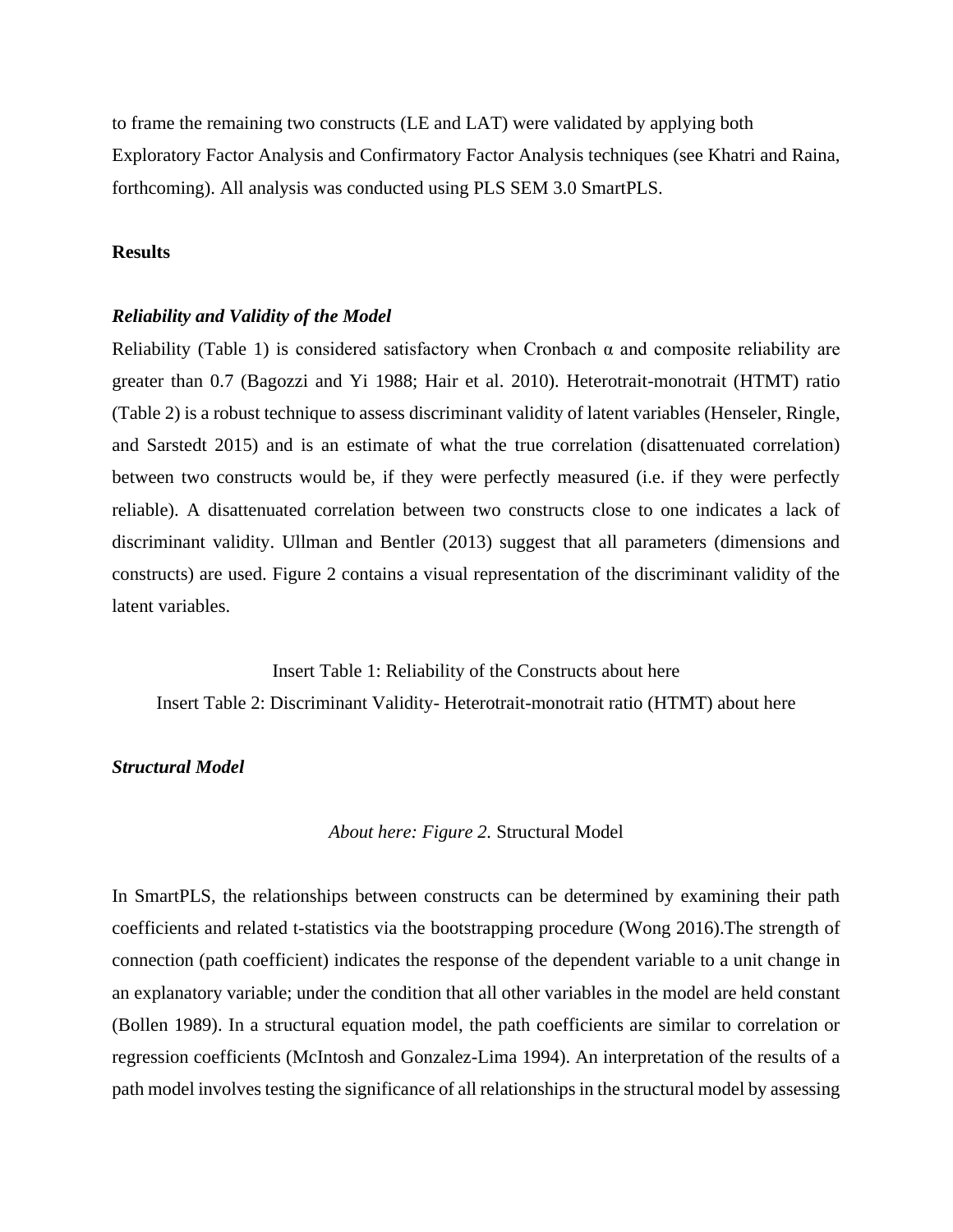to frame the remaining two constructs (LE and LAT) were validated by applying both Exploratory Factor Analysis and Confirmatory Factor Analysis techniques (see Khatri and Raina, forthcoming). All analysis was conducted using PLS SEM 3.0 SmartPLS.

## Results

### *Reliability and Validity of the Model*

Reliability (Table 1) is considered satisfactory when Cronbach α and composite reliability are greater than 0.7 (Bagozzi and Yi 1988; Hair et al. 2010). Heterotrait-monotrait (HTMT) ratio (Table 2) is a robust technique to assess discriminant validity of latent variables (Henseler, Ringle, and Sarstedt 2015) and is an estimate of what the true correlation (disattenuated correlation) between two constructs would be, if they were perfectly measured (i.e. if they were perfectly reliable). A disattenuated correlation between two constructs close to one indicates a lack of discriminant validity. Ullman and Bentler (2013) suggest that all parameters (dimensions and constructs) are used. Figure 2 contains a visual representation of the discriminant validity of the latent variables.

Insert Table 1: Reliability of the Constructs about here

Insert Table 2: Discriminant Validity- Heterotrait-monotrait ratio (HTMT) about here

### *Structural Model*

*About here: Figure 2.* Structural Model

In SmartPLS, the relationships between constructs can be determined by examining their path coefficients and related t-statistics via the bootstrapping procedure (Wong 2016).The strength of connection (path coefficient) indicates the response of the dependent variable to a unit change in an explanatory variable; under the condition that all other variables in the model are held constant (Bollen 1989). In a structural equation model, the path coefficients are similar to correlation or regression coefficients (McIntosh and Gonzalez-Lima 1994). An interpretation of the results of a path model involves testing the significance of all relationships in the structural model by assessing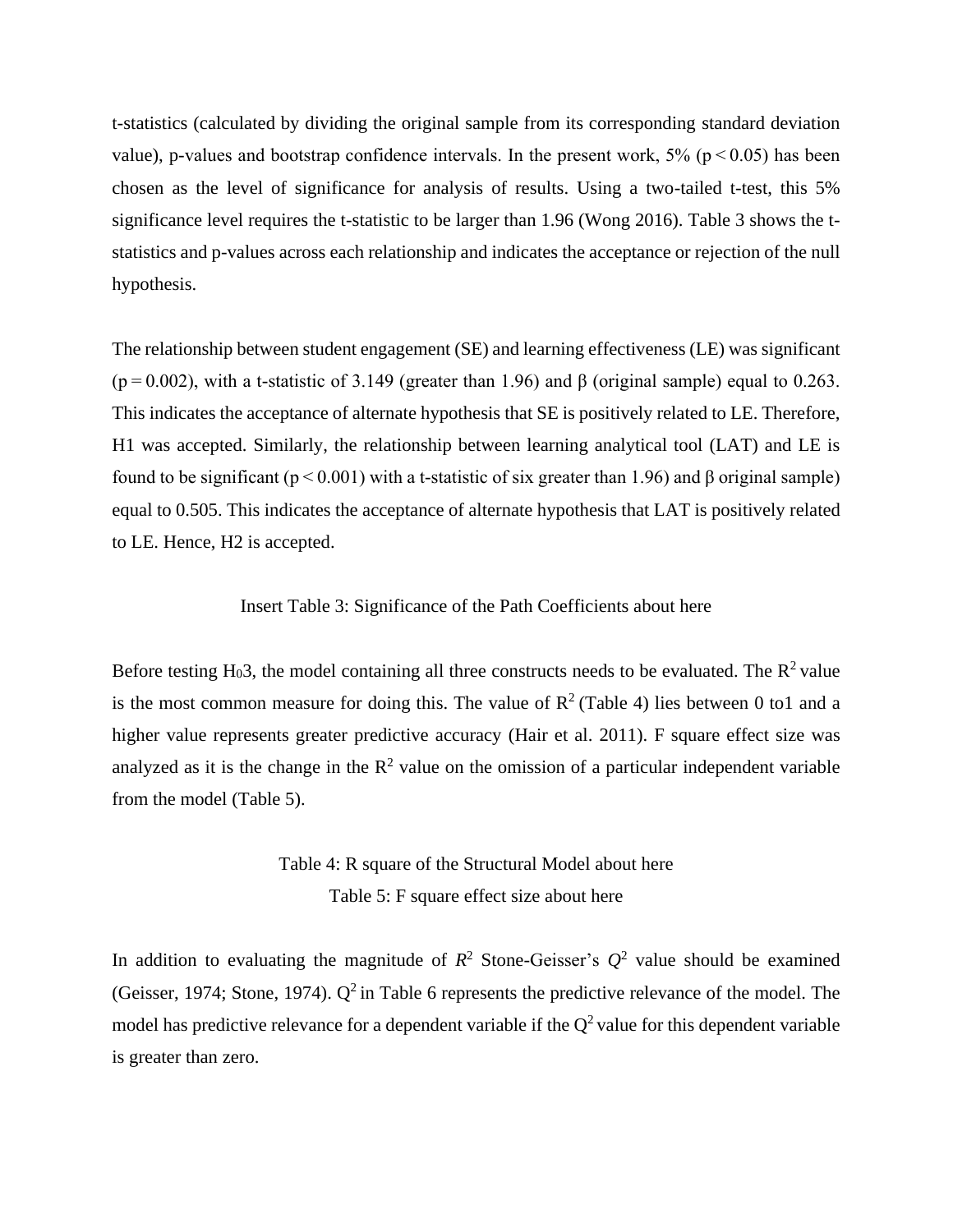t-statistics (calculated by dividing the original sample from its corresponding standard deviation value), p-values and bootstrap confidence intervals. In the present work, 5% ($p < 0.05$) has been chosen as the level of significance for analysis of results. Using a two-tailed t-test, this 5% significance level requires the t-statistic to be larger than 1.96 (Wong 2016). Table 3 shows the t-statistics and p-values across each relationship and indicates the acceptance or rejection of the null hypothesis.

The relationship between student engagement (SE) and learning effectiveness (LE) was significant ($p = 0.002$), with a t-statistic of 3.149 (greater than 1.96) and β (original sample) equal to 0.263. This indicates the acceptance of alternate hypothesis that SE is positively related to LE. Therefore, H1 was accepted. Similarly, the relationship between learning analytical tool (LAT) and LE is found to be significant ($p < 0.001$) with a t-statistic of six greater than 1.96) and β original sample) equal to 0.505. This indicates the acceptance of alternate hypothesis that LAT is positively related to LE. Hence, H2 is accepted.

Insert Table 3: Significance of the Path Coefficients about here

Before testing $H_0 3$, the model containing all three constructs needs to be evaluated. The $R^2$ value is the most common measure for doing this. The value of $R^2$ (Table 4) lies between 0 to1 and a higher value represents greater predictive accuracy (Hair et al. 2011). F square effect size was analyzed as it is the change in the $R^2$ value on the omission of a particular independent variable from the model (Table 5).

Table 4: R square of the Structural Model about here

Table 5: F square effect size about here

In addition to evaluating the magnitude of $R^2$ Stone-Geisser's $Q^2$ value should be examined (Geisser, 1974; Stone, 1974). $Q^2$ in Table 6 represents the predictive relevance of the model. The model has predictive relevance for a dependent variable if the $Q^2$ value for this dependent variable is greater than zero.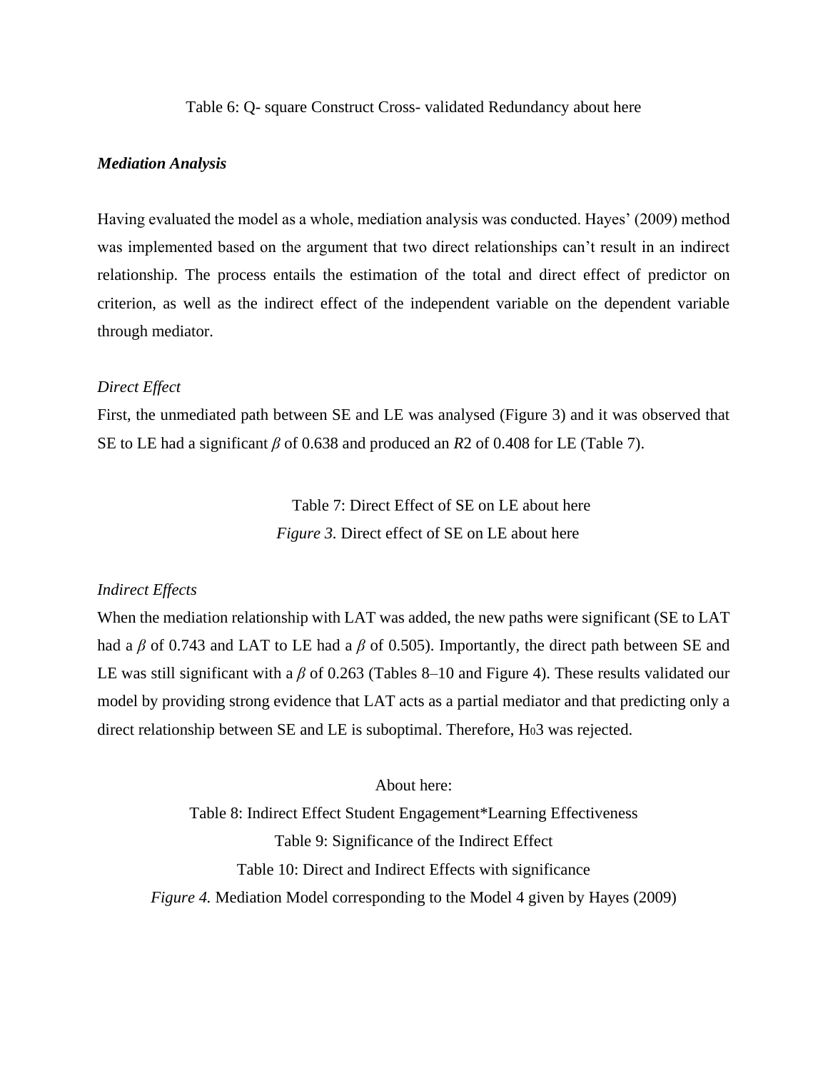Table 6: Q- square Construct Cross- validated Redundancy about here

***Mediation Analysis***

Having evaluated the model as a whole, mediation analysis was conducted. Hayes' (2009) method was implemented based on the argument that two direct relationships can't result in an indirect relationship. The process entails the estimation of the total and direct effect of predictor on criterion, as well as the indirect effect of the independent variable on the dependent variable through mediator.

*Direct Effect*

First, the unmediated path between SE and LE was analysed (Figure 3) and it was observed that SE to LE had a significant $\beta$ of 0.638 and produced an $R2$ of 0.408 for LE (Table 7).

Table 7: Direct Effect of SE on LE about here

*Figure 3.* Direct effect of SE on LE about here

*Indirect Effects*

When the mediation relationship with LAT was added, the new paths were significant (SE to LAT had a $\beta$ of 0.743 and LAT to LE had a $\beta$ of 0.505). Importantly, the direct path between SE and LE was still significant with a $\beta$ of 0.263 (Tables 8–10 and Figure 4). These results validated our model by providing strong evidence that LAT acts as a partial mediator and that predicting only a direct relationship between SE and LE is suboptimal. Therefore, $H_03$ was rejected.

About here:

Table 8: Indirect Effect Student Engagement*Learning Effectiveness

Table 9: Significance of the Indirect Effect

Table 10: Direct and Indirect Effects with significance

*Figure 4.* Mediation Model corresponding to the Model 4 given by Hayes (2009)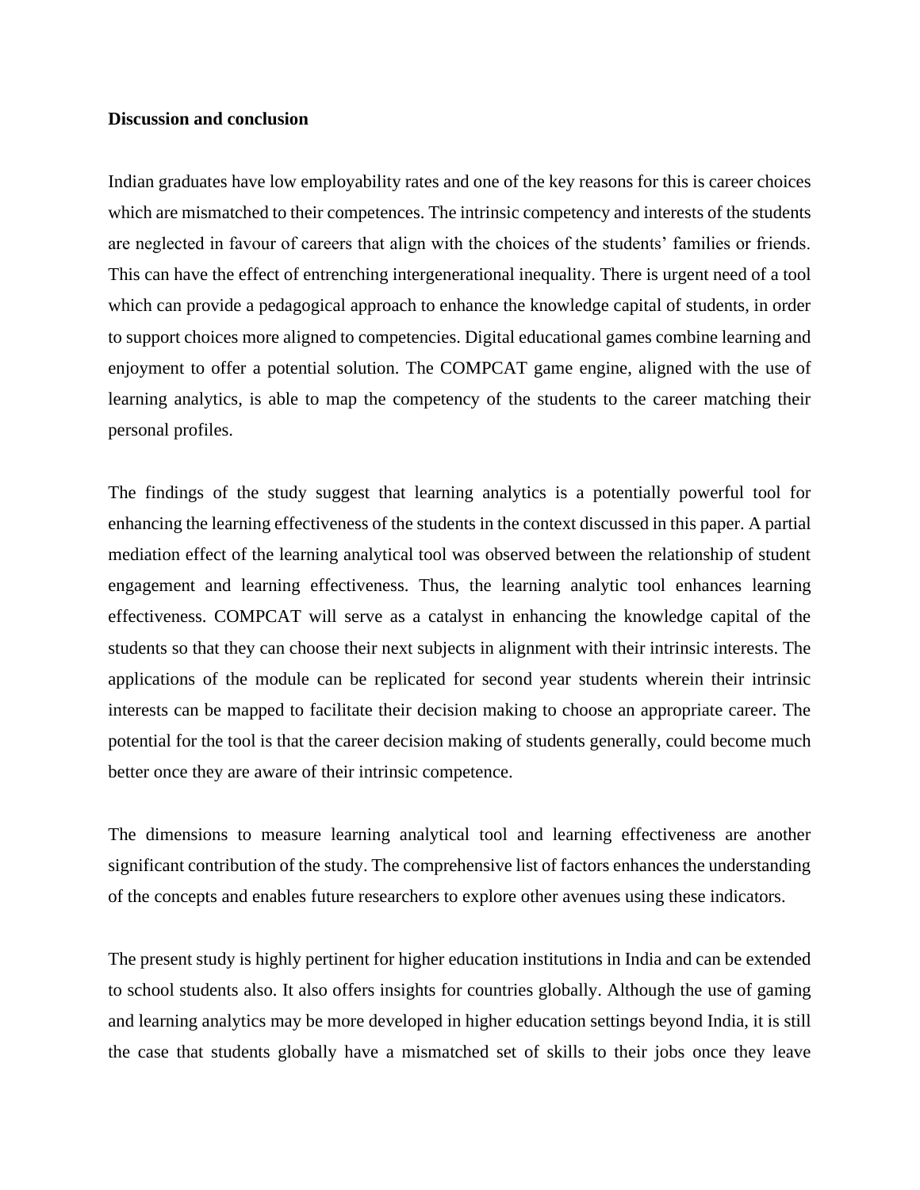**Discussion and conclusion**

Indian graduates have low employability rates and one of the key reasons for this is career choices which are mismatched to their competences. The intrinsic competency and interests of the students are neglected in favour of careers that align with the choices of the students' families or friends. This can have the effect of entrenching intergenerational inequality. There is urgent need of a tool which can provide a pedagogical approach to enhance the knowledge capital of students, in order to support choices more aligned to competencies. Digital educational games combine learning and enjoyment to offer a potential solution. The COMPCAT game engine, aligned with the use of learning analytics, is able to map the competency of the students to the career matching their personal profiles.

The findings of the study suggest that learning analytics is a potentially powerful tool for enhancing the learning effectiveness of the students in the context discussed in this paper. A partial mediation effect of the learning analytical tool was observed between the relationship of student engagement and learning effectiveness. Thus, the learning analytic tool enhances learning effectiveness. COMPCAT will serve as a catalyst in enhancing the knowledge capital of the students so that they can choose their next subjects in alignment with their intrinsic interests. The applications of the module can be replicated for second year students wherein their intrinsic interests can be mapped to facilitate their decision making to choose an appropriate career. The potential for the tool is that the career decision making of students generally, could become much better once they are aware of their intrinsic competence.

The dimensions to measure learning analytical tool and learning effectiveness are another significant contribution of the study. The comprehensive list of factors enhances the understanding of the concepts and enables future researchers to explore other avenues using these indicators.

The present study is highly pertinent for higher education institutions in India and can be extended to school students also. It also offers insights for countries globally. Although the use of gaming and learning analytics may be more developed in higher education settings beyond India, it is still the case that students globally have a mismatched set of skills to their jobs once they leave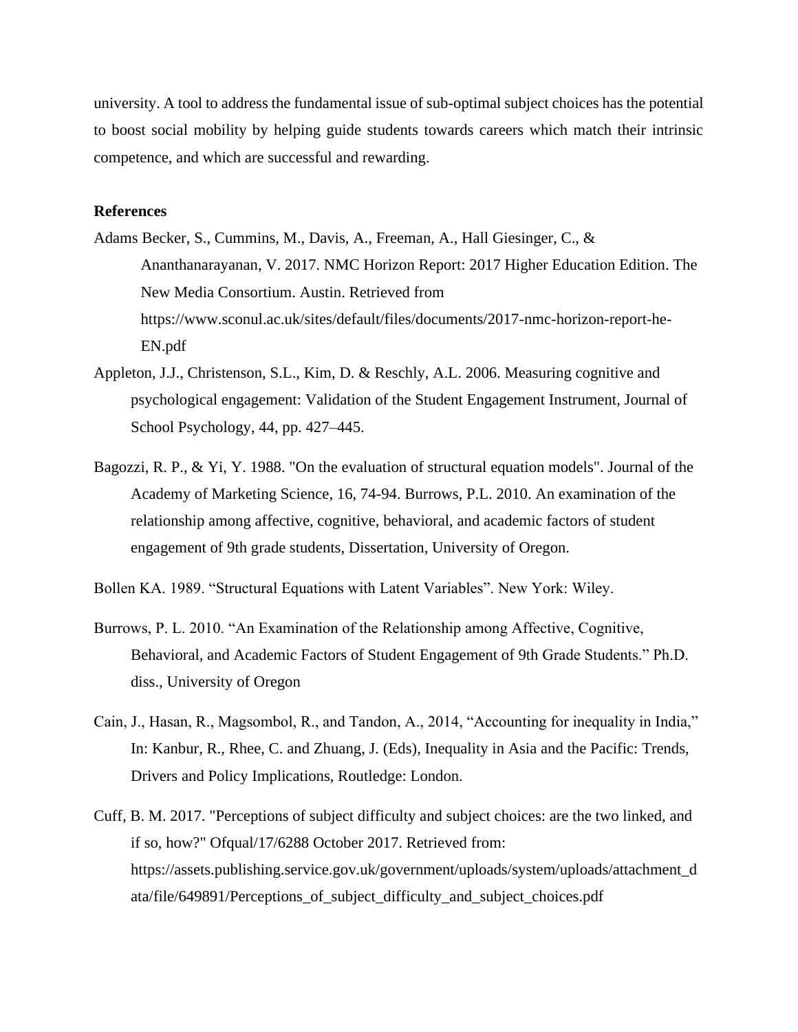university. A tool to address the fundamental issue of sub-optimal subject choices has the potential to boost social mobility by helping guide students towards careers which match their intrinsic competence, and which are successful and rewarding.

**References**

Adams Becker, S., Cummins, M., Davis, A., Freeman, A., Hall Giesinger, C., & Ananthanarayanan, V. 2017. NMC Horizon Report: 2017 Higher Education Edition. The New Media Consortium. Austin. Retrieved from https://www.sconul.ac.uk/sites/default/files/documents/2017-nmc-horizon-report-he-EN.pdf

Appleton, J.J., Christenson, S.L., Kim, D. & Reschly, A.L. 2006. Measuring cognitive and psychological engagement: Validation of the Student Engagement Instrument, Journal of School Psychology, 44, pp. 427–445.

Bagozzi, R. P., & Yi, Y. 1988. "On the evaluation of structural equation models". Journal of the Academy of Marketing Science, 16, 74-94. Burrows, P.L. 2010. An examination of the relationship among affective, cognitive, behavioral, and academic factors of student engagement of 9th grade students, Dissertation, University of Oregon.

Bollen KA. 1989. "Structural Equations with Latent Variables". New York: Wiley.

Burrows, P. L. 2010. "An Examination of the Relationship among Affective, Cognitive, Behavioral, and Academic Factors of Student Engagement of 9th Grade Students." Ph.D. diss., University of Oregon

Cain, J., Hasan, R., Magsombol, R., and Tandon, A., 2014, "Accounting for inequality in India," In: Kanbur, R., Rhee, C. and Zhuang, J. (Eds), Inequality in Asia and the Pacific: Trends, Drivers and Policy Implications, Routledge: London.

Cuff, B. M. 2017. "Perceptions of subject difficulty and subject choices: are the two linked, and if so, how?" Ofqual/17/6288 October 2017. Retrieved from: https://assets.publishing.service.gov.uk/government/uploads/system/uploads/attachment_data/file/649891/Perceptions_of_subject_difficulty_and_subject_choices.pdf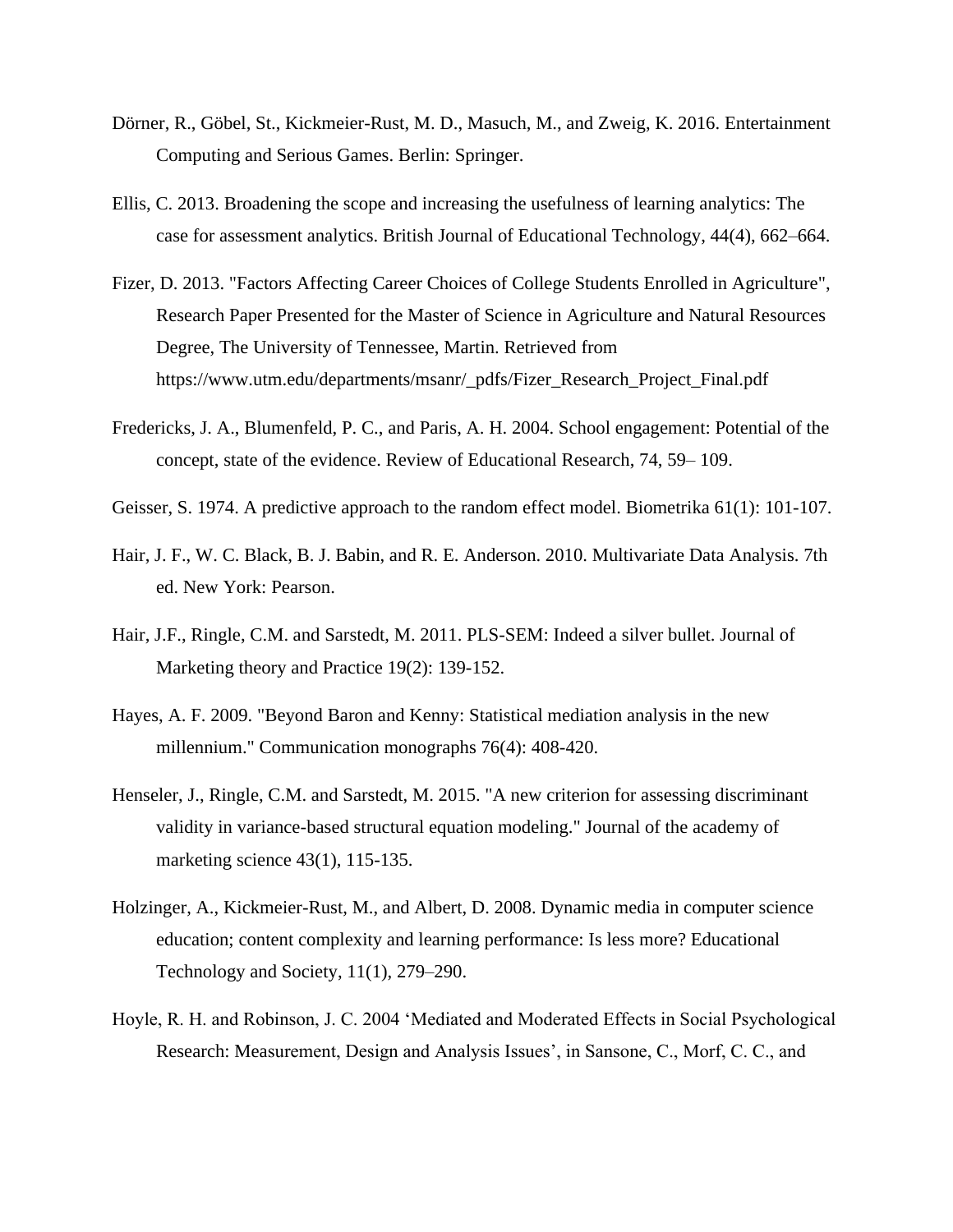Dörner, R., Göbel, St., Kickmeier-Rust, M. D., Masuch, M., and Zweig, K. 2016. Entertainment Computing and Serious Games. Berlin: Springer.

Ellis, C. 2013. Broadening the scope and increasing the usefulness of learning analytics: The case for assessment analytics. British Journal of Educational Technology, 44(4), 662–664.

Fizer, D. 2013. "Factors Affecting Career Choices of College Students Enrolled in Agriculture", Research Paper Presented for the Master of Science in Agriculture and Natural Resources Degree, The University of Tennessee, Martin. Retrieved from https://www.utm.edu/departments/msanr/_pdfs/Fizer_Research_Project_Final.pdf

Fredericks, J. A., Blumenfeld, P. C., and Paris, A. H. 2004. School engagement: Potential of the concept, state of the evidence. Review of Educational Research, 74, 59– 109.

Geisser, S. 1974. A predictive approach to the random effect model. Biometrika 61(1): 101-107.

Hair, J. F., W. C. Black, B. J. Babin, and R. E. Anderson. 2010. Multivariate Data Analysis. 7th ed. New York: Pearson.

Hair, J.F., Ringle, C.M. and Sarstedt, M. 2011. PLS-SEM: Indeed a silver bullet. Journal of Marketing theory and Practice 19(2): 139-152.

Hayes, A. F. 2009. "Beyond Baron and Kenny: Statistical mediation analysis in the new millennium." Communication monographs 76(4): 408-420.

Henseler, J., Ringle, C.M. and Sarstedt, M. 2015. "A new criterion for assessing discriminant validity in variance-based structural equation modeling." Journal of the academy of marketing science 43(1), 115-135.

Holzinger, A., Kickmeier-Rust, M., and Albert, D. 2008. Dynamic media in computer science education; content complexity and learning performance: Is less more? Educational Technology and Society, 11(1), 279–290.

Hoyle, R. H. and Robinson, J. C. 2004 'Mediated and Moderated Effects in Social Psychological Research: Measurement, Design and Analysis Issues', in Sansone, C., Morf, C. C., and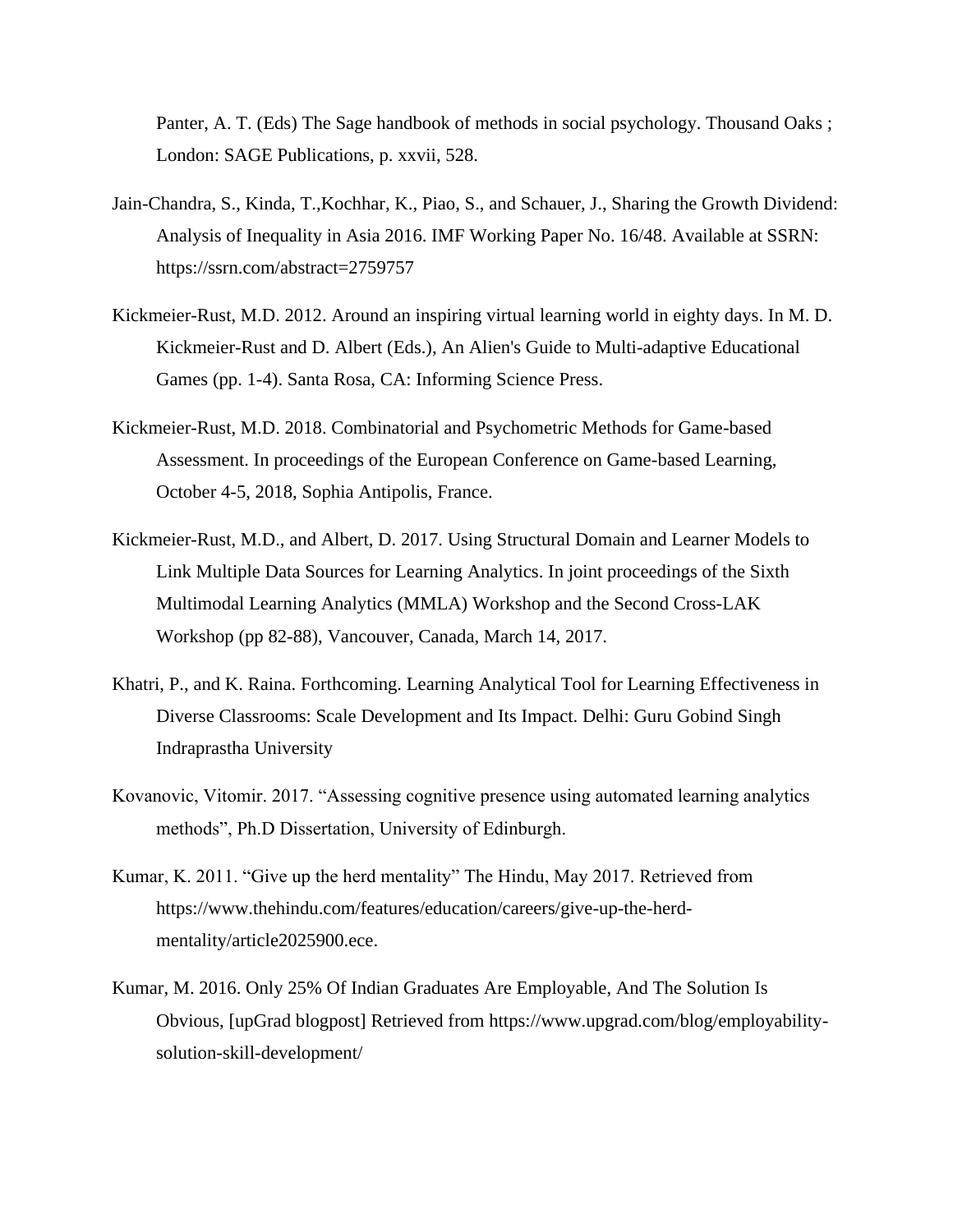Panter, A. T. (Eds) The Sage handbook of methods in social psychology. Thousand Oaks ; London: SAGE Publications, p. xxvii, 528.

Jain-Chandra, S., Kinda, T.,Kochhar, K., Piao, S., and Schauer, J., Sharing the Growth Dividend: Analysis of Inequality in Asia 2016. IMF Working Paper No. 16/48. Available at SSRN: https://ssrn.com/abstract=2759757

Kickmeier-Rust, M.D. 2012. Around an inspiring virtual learning world in eighty days. In M. D. Kickmeier-Rust and D. Albert (Eds.), An Alien's Guide to Multi-adaptive Educational Games (pp. 1-4). Santa Rosa, CA: Informing Science Press.

Kickmeier-Rust, M.D. 2018. Combinatorial and Psychometric Methods for Game-based Assessment. In proceedings of the European Conference on Game-based Learning, October 4-5, 2018, Sophia Antipolis, France.

Kickmeier-Rust, M.D., and Albert, D. 2017. Using Structural Domain and Learner Models to Link Multiple Data Sources for Learning Analytics. In joint proceedings of the Sixth Multimodal Learning Analytics (MMLA) Workshop and the Second Cross-LAK Workshop (pp 82-88), Vancouver, Canada, March 14, 2017.

Khatri, P., and K. Raina. Forthcoming. Learning Analytical Tool for Learning Effectiveness in Diverse Classrooms: Scale Development and Its Impact. Delhi: Guru Gobind Singh Indraprastha University

Kovanovic, Vitomir. 2017. "Assessing cognitive presence using automated learning analytics methods", Ph.D Dissertation, University of Edinburgh.

Kumar, K. 2011. "Give up the herd mentality" The Hindu, May 2017. Retrieved from https://www.thehindu.com/features/education/careers/give-up-the-herd-mentality/article2025900.ece.

Kumar, M. 2016. Only 25% Of Indian Graduates Are Employable, And The Solution Is Obvious, [upGrad blogpost] Retrieved from https://www.upgrad.com/blog/employability-solution-skill-development/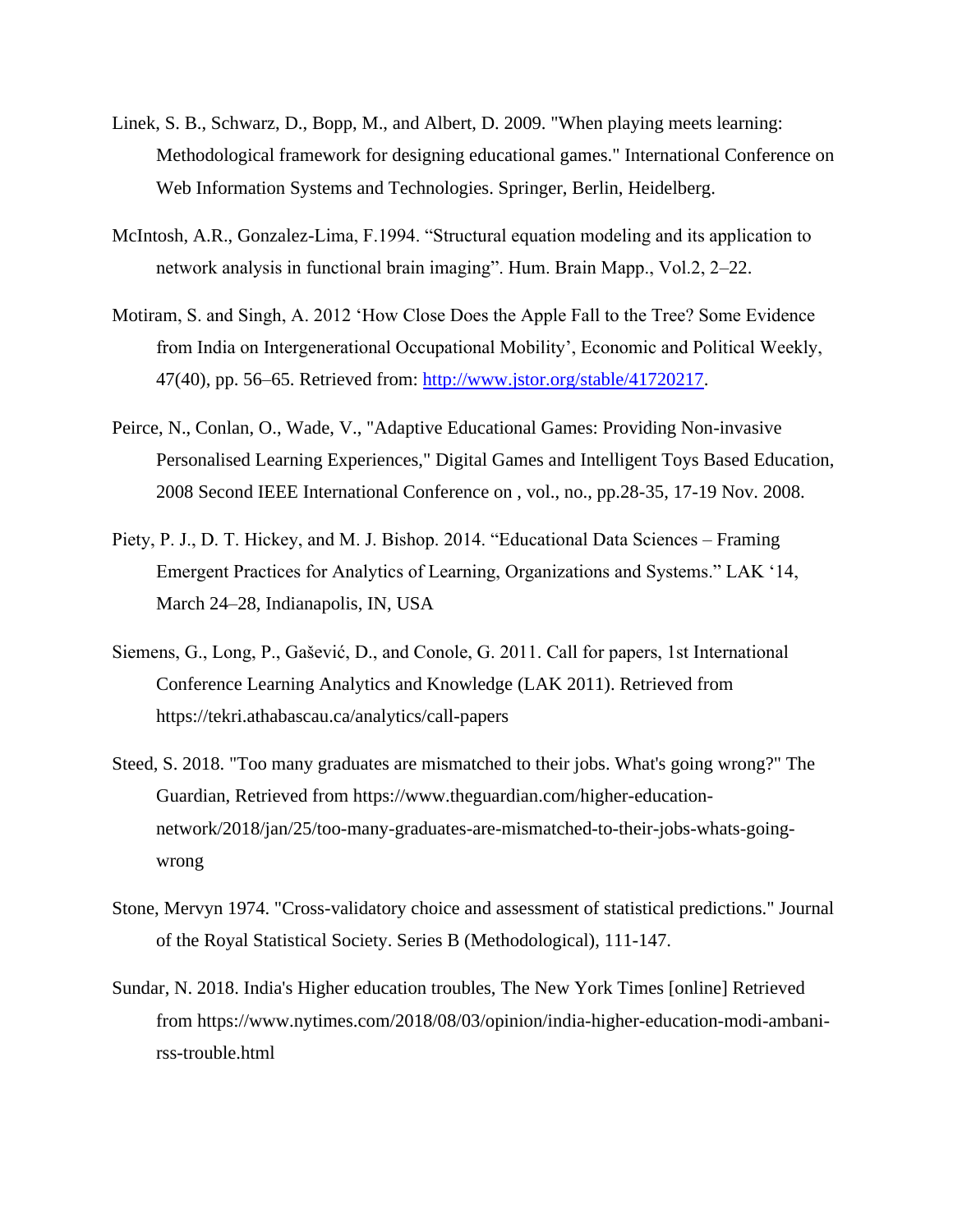Linek, S. B., Schwarz, D., Bopp, M., and Albert, D. 2009. "When playing meets learning: Methodological framework for designing educational games." International Conference on Web Information Systems and Technologies. Springer, Berlin, Heidelberg.

McIntosh, A.R., Gonzalez-Lima, F.1994. "Structural equation modeling and its application to network analysis in functional brain imaging". Hum. Brain Mapp., Vol.2, 2–22.

Motiram, S. and Singh, A. 2012 'How Close Does the Apple Fall to the Tree? Some Evidence from India on Intergenerational Occupational Mobility', Economic and Political Weekly, 47(40), pp. 56–65. Retrieved from: http://www.jstor.org/stable/41720217.

Peirce, N., Conlan, O., Wade, V., "Adaptive Educational Games: Providing Non-invasive Personalised Learning Experiences," Digital Games and Intelligent Toys Based Education, 2008 Second IEEE International Conference on , vol., no., pp.28-35, 17-19 Nov. 2008.

Piety, P. J., D. T. Hickey, and M. J. Bishop. 2014. "Educational Data Sciences – Framing Emergent Practices for Analytics of Learning, Organizations and Systems." LAK '14, March 24–28, Indianapolis, IN, USA

Siemens, G., Long, P., Gašević, D., and Conole, G. 2011. Call for papers, 1st International Conference Learning Analytics and Knowledge (LAK 2011). Retrieved from https://tekri.athabascau.ca/analytics/call-papers

Steed, S. 2018. "Too many graduates are mismatched to their jobs. What's going wrong?" The Guardian, Retrieved from https://www.theguardian.com/higher-education-network/2018/jan/25/too-many-graduates-are-mismatched-to-their-jobs-whats-going-wrong

Stone, Mervyn 1974. "Cross-validatory choice and assessment of statistical predictions." Journal of the Royal Statistical Society. Series B (Methodological), 111-147.

Sundar, N. 2018. India's Higher education troubles, The New York Times [online] Retrieved from https://www.nytimes.com/2018/08/03/opinion/india-higher-education-modi-ambani-rss-trouble.html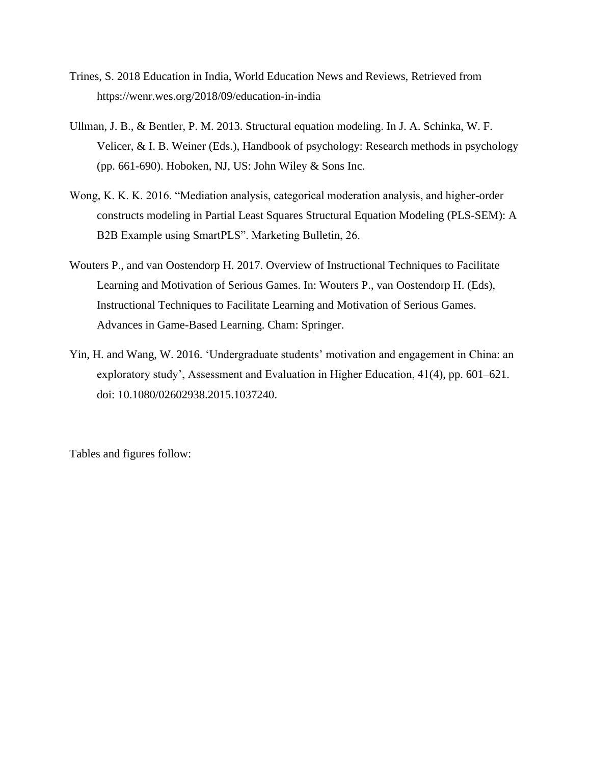Trines, S. 2018 Education in India, World Education News and Reviews, Retrieved from https://wenr.wes.org/2018/09/education-in-india

Ullman, J. B., & Bentler, P. M. 2013. Structural equation modeling. In J. A. Schinka, W. F. Velicer, & I. B. Weiner (Eds.), Handbook of psychology: Research methods in psychology (pp. 661-690). Hoboken, NJ, US: John Wiley & Sons Inc.

Wong, K. K. K. 2016. "Mediation analysis, categorical moderation analysis, and higher-order constructs modeling in Partial Least Squares Structural Equation Modeling (PLS-SEM): A B2B Example using SmartPLS". Marketing Bulletin, 26.

Wouters P., and van Oostendorp H. 2017. Overview of Instructional Techniques to Facilitate Learning and Motivation of Serious Games. In: Wouters P., van Oostendorp H. (Eds), Instructional Techniques to Facilitate Learning and Motivation of Serious Games. Advances in Game-Based Learning. Cham: Springer.

Yin, H. and Wang, W. 2016. 'Undergraduate students' motivation and engagement in China: an exploratory study', Assessment and Evaluation in Higher Education, 41(4), pp. 601–621. doi: 10.1080/02602938.2015.1037240.

Tables and figures follow: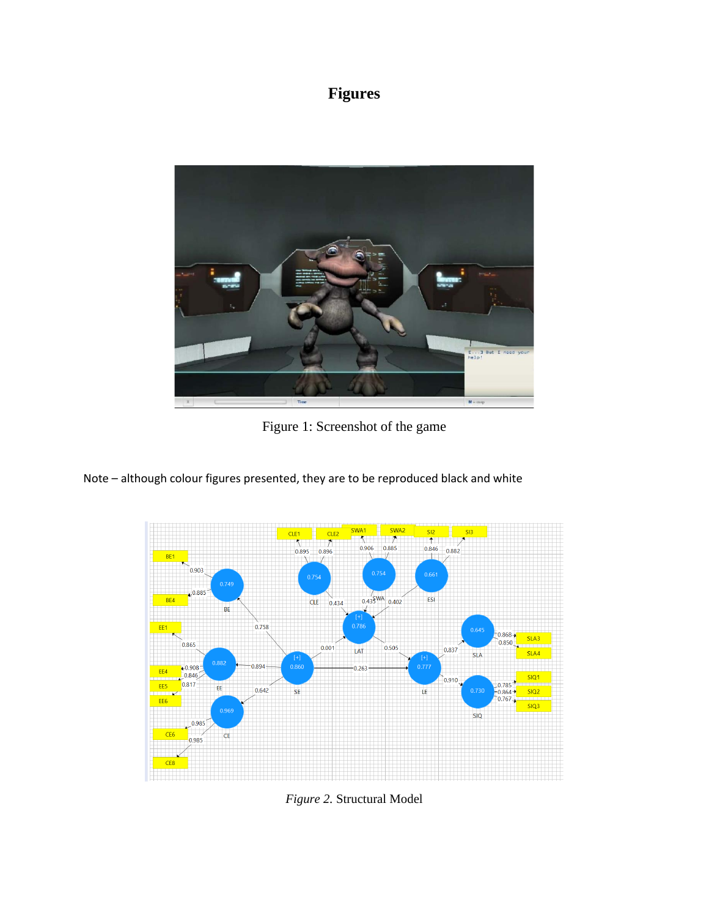# Figures

Figure 1: Screenshot of the game

Note – although colour figures presented, they are to be reproduced black and white

*Figure 2.* Structural Model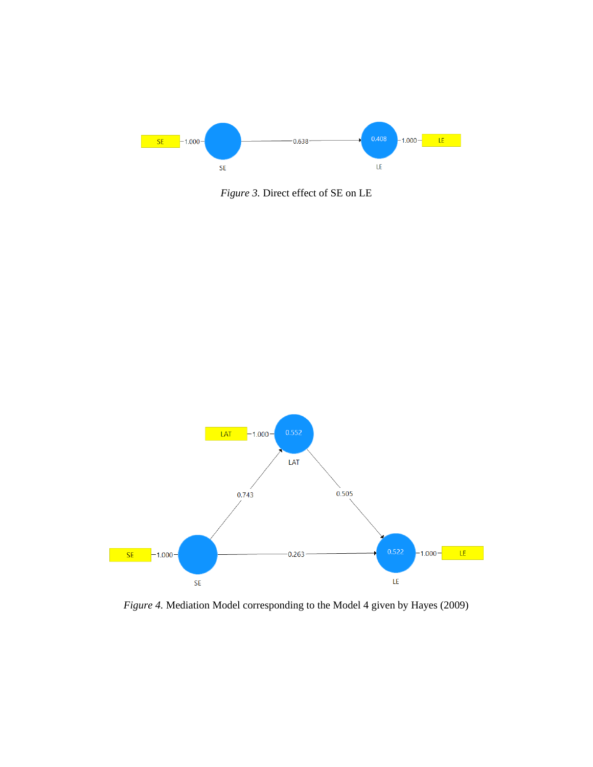*Figure 3.* Direct effect of SE on LE

*Figure 4.* Mediation Model corresponding to the Model 4 given by Hayes (2009)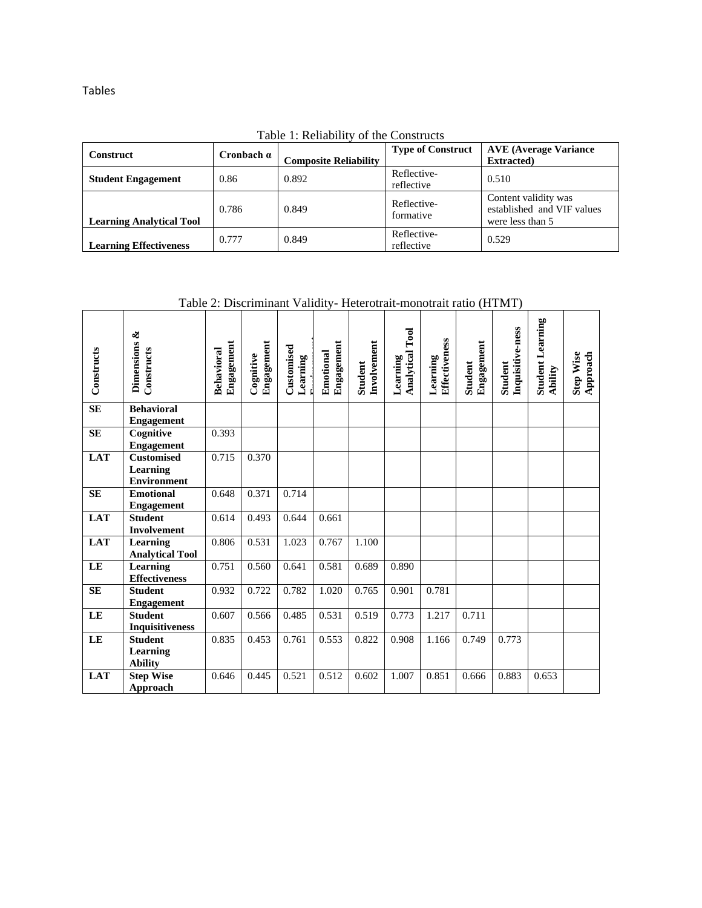Tables

Table 1: Reliability of the Constructs

| Construct | Cronbach α | Composite Reliability | Type of Construct | AVE (Average Variance Extracted) |
|---|---|---|---|---|
| **Student Engagement** | 0.86 | 0.892 | Reflective-reflective | 0.510 |
| **Learning Analytical Tool** | 0.786 | 0.849 | Reflective-formative | Content validity was established and VIF values were less than 5 |
| **Learning Effectiveness** | 0.777 | 0.849 | Reflective-reflective | 0.529 |

Table 2: Discriminant Validity- Heterotrait-monotrait ratio (HTMT)

| Constructs | Dimensions & Constructs | Behavioral Engagement | Cognitive Engagement | Customised Learning Environment | Emotional Engagement | Student Involvement | Learning Analytical Tool | Learning Effectiveness | Student Engagement | Student Inquisitive-ness | Student Learning Ability | Step Wise Approach |
|---|---|---|---|---|---|---|---|---|---|---|---|---|
| **SE** | **Behavioral Engagement** | | | | | | | | | | | |
| **SE** | **Cognitive Engagement** | 0.393 | | | | | | | | | | |
| **LAT** | **Customised Learning Environment** | 0.715 | 0.370 | | | | | | | | | |
| **SE** | **Emotional Engagement** | 0.648 | 0.371 | 0.714 | | | | | | | | |
| **LAT** | **Student Involvement** | 0.614 | 0.493 | 0.644 | 0.661 | | | | | | | |
| **LAT** | **Learning Analytical Tool** | 0.806 | 0.531 | 1.023 | 0.767 | 1.100 | | | | | | |
| **LE** | **Learning Effectiveness** | 0.751 | 0.560 | 0.641 | 0.581 | 0.689 | 0.890 | | | | | |
| **SE** | **Student Engagement** | 0.932 | 0.722 | 0.782 | 1.020 | 0.765 | 0.901 | 0.781 | | | | |
| **LE** | **Student Inquisitiveness** | 0.607 | 0.566 | 0.485 | 0.531 | 0.519 | 0.773 | 1.217 | 0.711 | | | |
| **LE** | **Student Learning Ability** | 0.835 | 0.453 | 0.761 | 0.553 | 0.822 | 0.908 | 1.166 | 0.749 | 0.773 | | |
| **LAT** | **Step Wise Approach** | 0.646 | 0.445 | 0.521 | 0.512 | 0.602 | 1.007 | 0.851 | 0.666 | 0.883 | 0.653 | |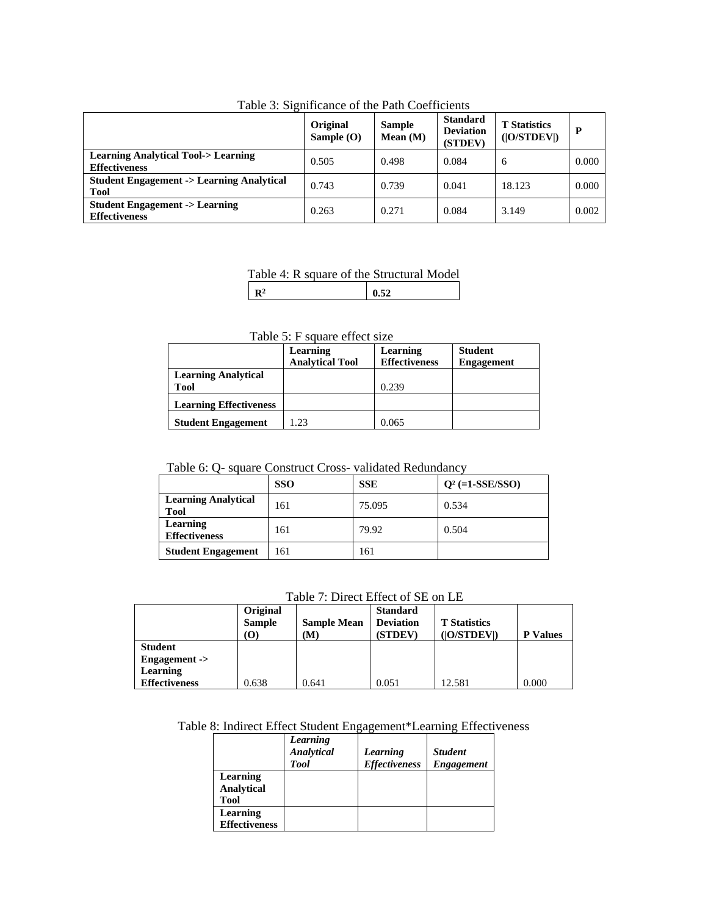Table 3: Significance of the Path Coefficients

| | Original Sample (O) | Sample Mean (M) | Standard Deviation (STDEV) | T Statistics (\|O/STDEV\|) | P |
|---|---|---|---|---|---|
| **Learning Analytical Tool-> Learning Effectiveness** | 0.505 | 0.498 | 0.084 | 6 | 0.000 |
| **Student Engagement -> Learning Analytical Tool** | 0.743 | 0.739 | 0.041 | 18.123 | 0.000 |
| **Student Engagement -> Learning Effectiveness** | 0.263 | 0.271 | 0.084 | 3.149 | 0.002 |

Table 4: R square of the Structural Model

| $R^2$ | **0.52** |
|---|---|

Table 5: F square effect size

| | Learning Analytical Tool | Learning Effectiveness | Student Engagement |
|---|---|---|---|
| **Learning Analytical Tool** | | 0.239 | |
| **Learning Effectiveness** | | | |
| **Student Engagement** | 1.23 | 0.065 | |

Table 6: Q- square Construct Cross- validated Redundancy

| | SSO | SSE | $Q^2$ (=1-SSE/SSO) |
|---|---|---|---|
| **Learning Analytical Tool** | 161 | 75.095 | 0.534 |
| **Learning Effectiveness** | 161 | 79.92 | 0.504 |
| **Student Engagement** | 161 | 161 | |

Table 7: Direct Effect of SE on LE

| | Original Sample (O) | Sample Mean (M) | Standard Deviation (STDEV) | T Statistics (\|O/STDEV\|) | P Values |
|---|---|---|---|---|---|
| **Student Engagement -> Learning Effectiveness** | 0.638 | 0.641 | 0.051 | 12.581 | 0.000 |

Table 8: Indirect Effect Student Engagement*Learning Effectiveness

| | *Learning Analytical Tool* | *Learning Effectiveness* | *Student Engagement* |
|---|---|---|---|
| **Learning Analytical Tool** | | | |
| **Learning Effectiveness** | | | |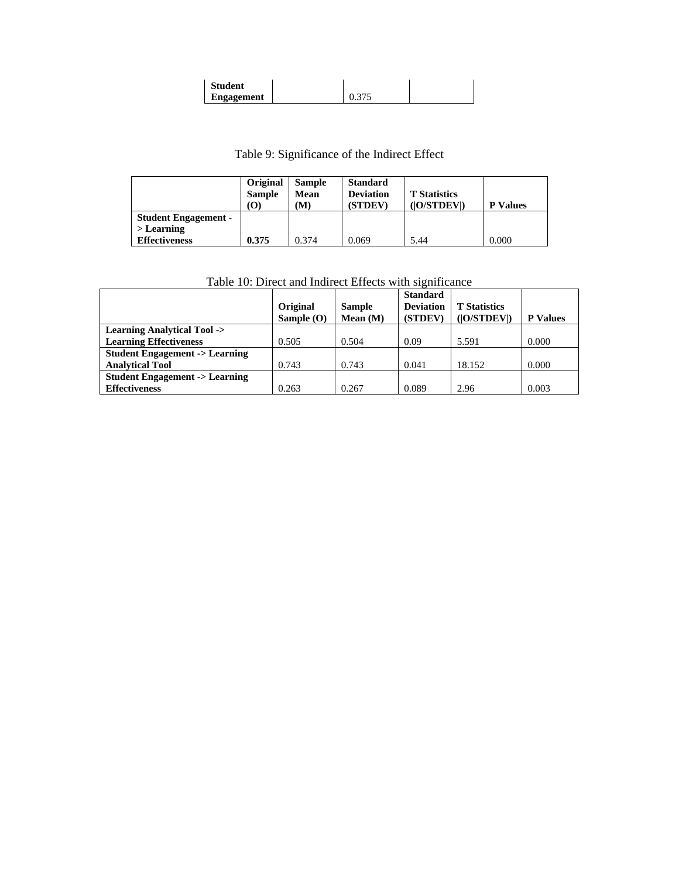| | | | |
|---|---|---|---|
| **Student Engagement** | | 0.375 | |

Table 9: Significance of the Indirect Effect

| | Original Sample (O) | Sample Mean (M) | Standard Deviation (STDEV) | T Statistics (\|O/STDEV\|) | P Values |
|---|---|---|---|---|---|
| **Student Engagement -> Learning Effectiveness** | **0.375** | 0.374 | 0.069 | 5.44 | 0.000 |

Table 10: Direct and Indirect Effects with significance

| | Original Sample (O) | Sample Mean (M) | Standard Deviation (STDEV) | T Statistics (\|O/STDEV\|) | P Values |
|---|---|---|---|---|---|
| **Learning Analytical Tool -> Learning Effectiveness** | 0.505 | 0.504 | 0.09 | 5.591 | 0.000 |
| **Student Engagement -> Learning Analytical Tool** | 0.743 | 0.743 | 0.041 | 18.152 | 0.000 |
| **Student Engagement -> Learning Effectiveness** | 0.263 | 0.267 | 0.089 | 2.96 | 0.003 |